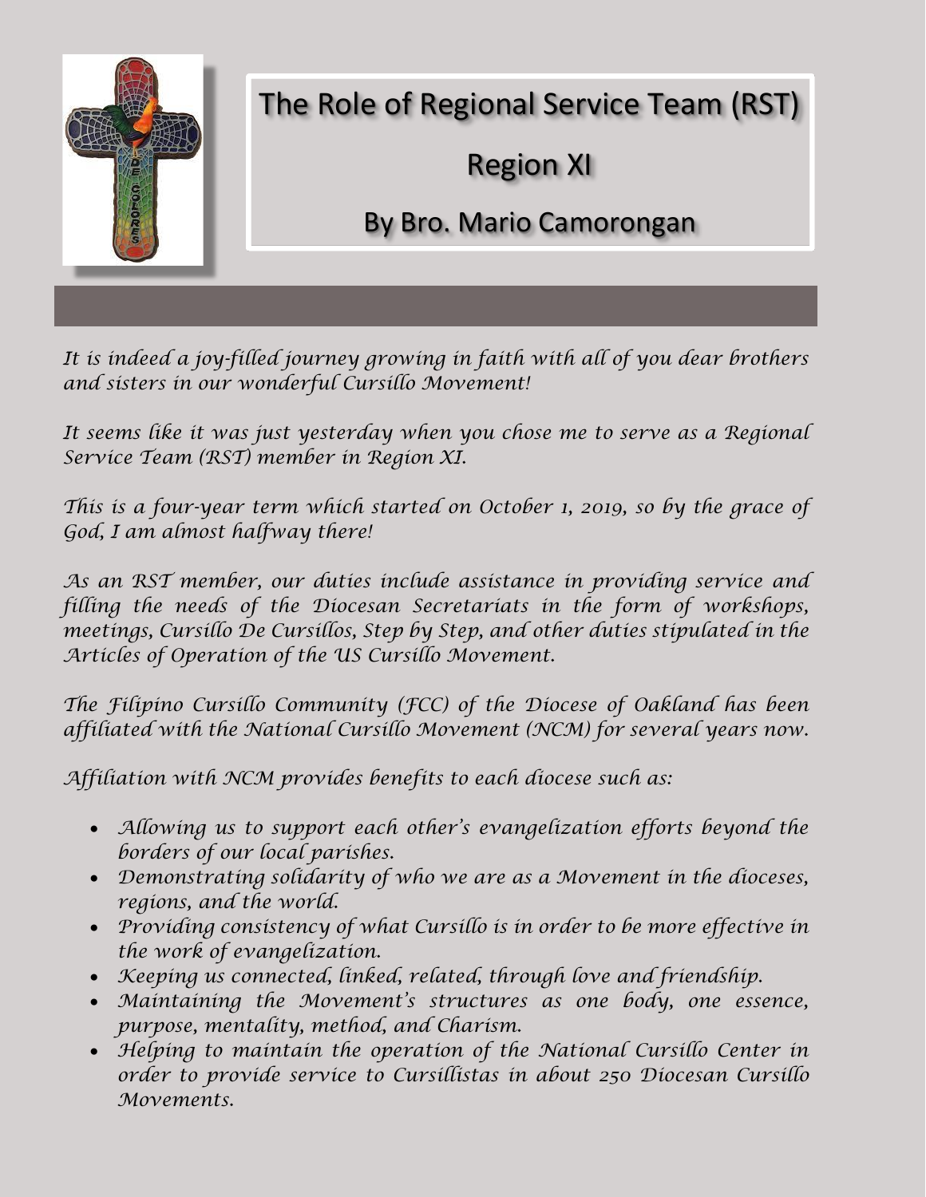# The Role of Regional Service Team (RST)

## Region XI

### By Bro. Mario Camorongan

*It is indeed a joy-filled journey growing in faith with all of you dear brothers and sisters in our wonderful Cursillo Movement!*

*It seems like it was just yesterday when you chose me to serve as a Regional Service Team (RST) member in Region XI.*

*This is a four-year term which started on October 1, 2019, so by the grace of God, I am almost halfway there!*

*As an RST member, our duties include assistance in providing service and filling the needs of the Diocesan Secretariats in the form of workshops, meetings, Cursillo De Cursillos, Step by Step, and other duties stipulated in the Articles of Operation of the US Cursillo Movement.*

*The Filipino Cursillo Community (FCC) of the Diocese of Oakland has been affiliated with the National Cursillo Movement (NCM) for several years now.*

*Affiliation with NCM provides benefits to each diocese such as:*

- *Allowing us to support each other's evangelization efforts beyond the borders of our local parishes.*
- *Demonstrating solidarity of who we are as a Movement in the dioceses, regions, and the world.*
- *Providing consistency of what Cursillo is in order to be more effective in the work of evangelization.*
- *Keeping us connected, linked, related, through love and friendship.*
- *Maintaining the Movement's structures as one body, one essence, purpose, mentality, method, and Charism.*
- *Helping to maintain the operation of the National Cursillo Center in order to provide service to Cursillistas in about 250 Diocesan Cursillo Movements.*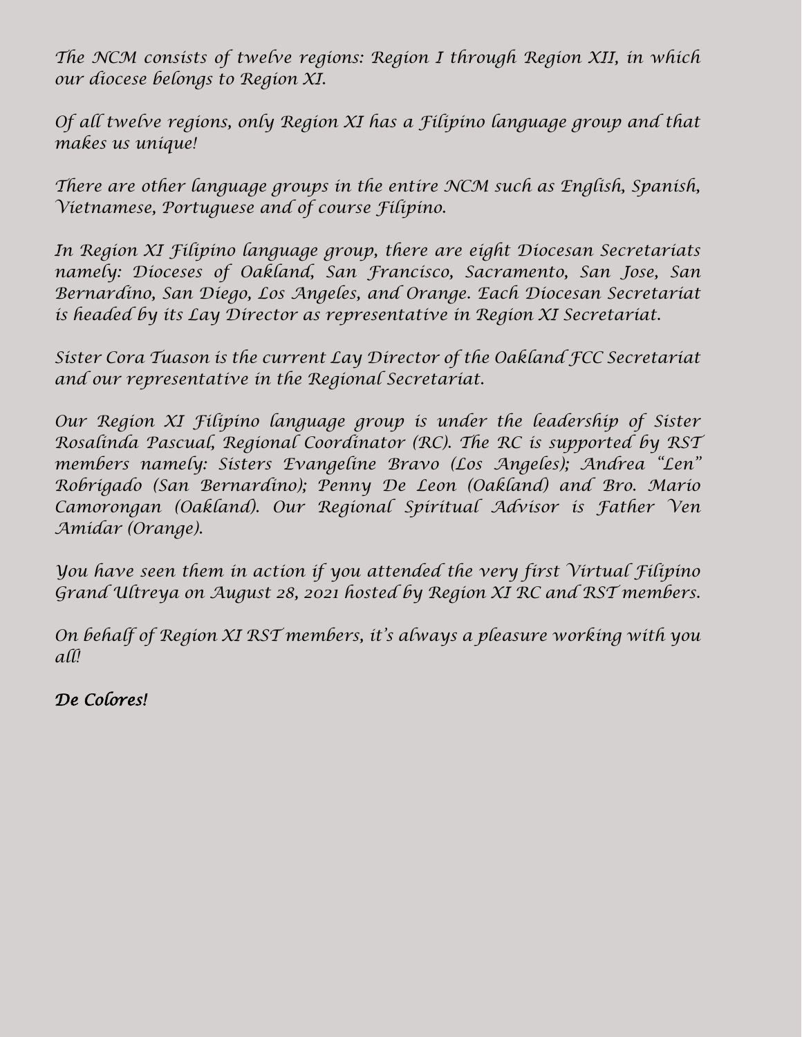*The NCM consists of twelve regions: Region I through Region XII, in which our diocese belongs to Region XI.*

*Of all twelve regions, only Region XI has a Filipino language group and that makes us unique!*

*There are other language groups in the entire NCM such as English, Spanish, Vietnamese, Portuguese and of course Filipino.*

*In Region XI Filipino language group, there are eight Diocesan Secretariats namely: Dioceses of Oakland, San Francisco, Sacramento, San Jose, San Bernardino, San Diego, Los Angeles, and Orange. Each Diocesan Secretariat is headed by its Lay Director as representative in Region XI Secretariat.*

*Sister Cora Tuason is the current Lay Director of the Oakland FCC Secretariat and our representative in the Regional Secretariat.*

*Our Region XI Filipino language group is under the leadership of Sister Rosalinda Pascual, Regional Coordinator (RC). The RC is supported by RST members namely: Sisters Evangeline Bravo (Los Angeles); Andrea "Len" Robrigado (San Bernardino); Penny De Leon (Oakland) and Bro. Mario Camorongan (Oakland). Our Regional Spiritual Advisor is Father Ven Amidar (Orange).*

*You have seen them in action if you attended the very first Virtual Filipino Grand Ultreya on August 28, 2021 hosted by Region XI RC and RST members.*

*On behalf of Region XI RST members, it's always a pleasure working with you all!*

***De Colores!***